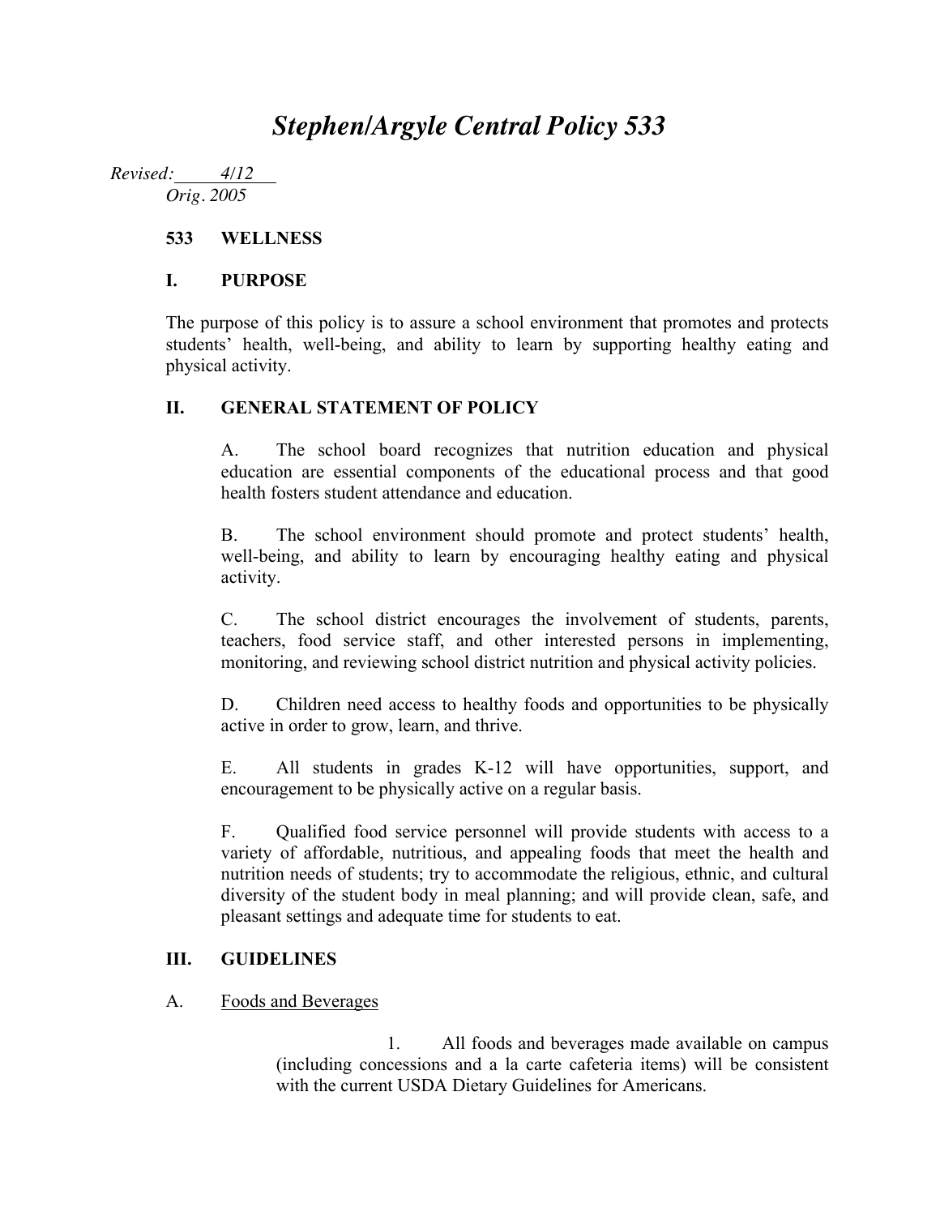# *Stephen/Argyle Central Policy 533*

*Revised:* *4/12*
*Orig. 2005*

## 533 WELLNESS

### I. PURPOSE

The purpose of this policy is to assure a school environment that promotes and protects students' health, well-being, and ability to learn by supporting healthy eating and physical activity.

### II. GENERAL STATEMENT OF POLICY

A. The school board recognizes that nutrition education and physical education are essential components of the educational process and that good health fosters student attendance and education.

B. The school environment should promote and protect students' health, well-being, and ability to learn by encouraging healthy eating and physical activity.

C. The school district encourages the involvement of students, parents, teachers, food service staff, and other interested persons in implementing, monitoring, and reviewing school district nutrition and physical activity policies.

D. Children need access to healthy foods and opportunities to be physically active in order to grow, learn, and thrive.

E. All students in grades K-12 will have opportunities, support, and encouragement to be physically active on a regular basis.

F. Qualified food service personnel will provide students with access to a variety of affordable, nutritious, and appealing foods that meet the health and nutrition needs of students; try to accommodate the religious, ethnic, and cultural diversity of the student body in meal planning; and will provide clean, safe, and pleasant settings and adequate time for students to eat.

### III. GUIDELINES

A. Foods and Beverages

1. All foods and beverages made available on campus (including concessions and a la carte cafeteria items) will be consistent with the current USDA Dietary Guidelines for Americans.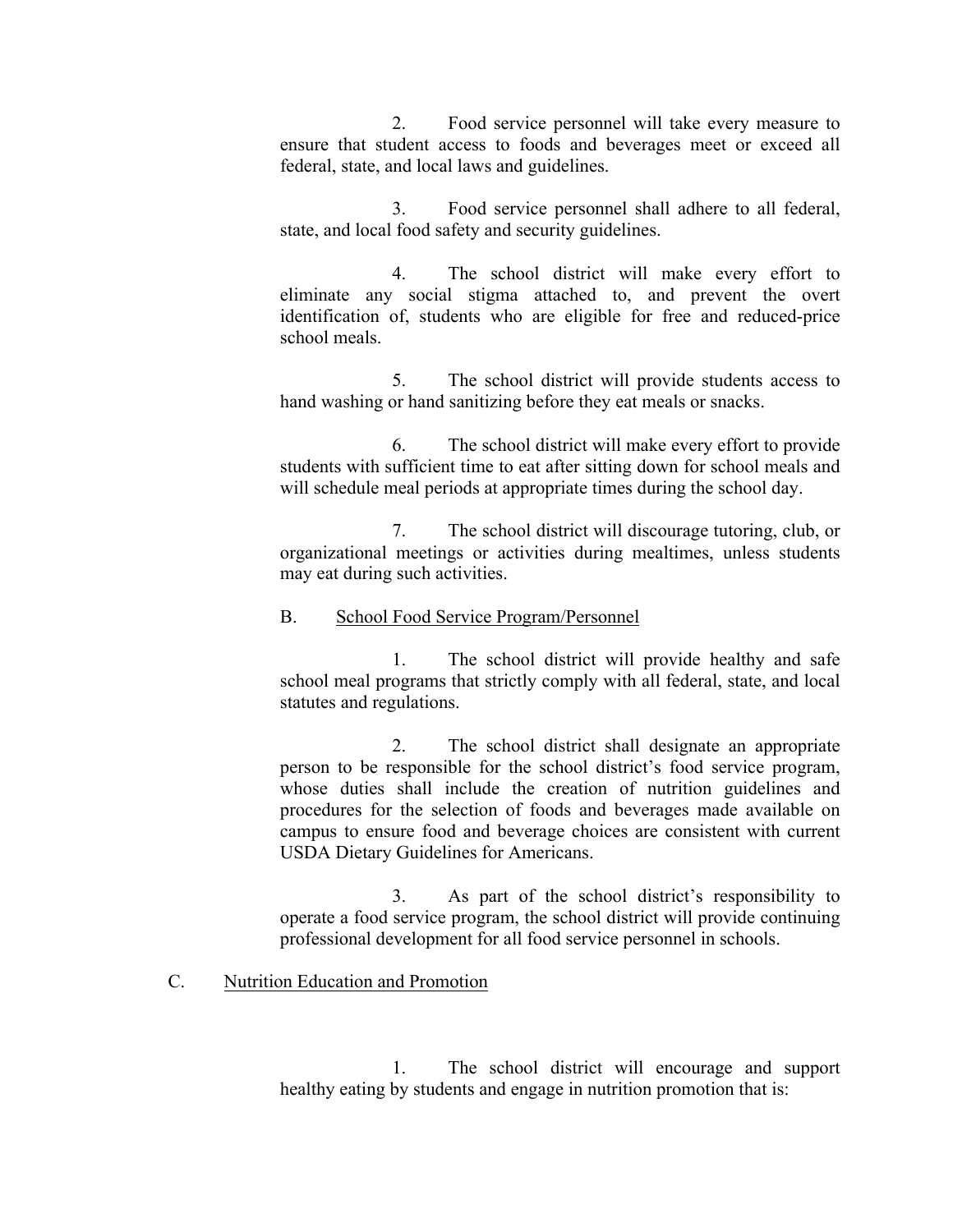2. Food service personnel will take every measure to ensure that student access to foods and beverages meet or exceed all federal, state, and local laws and guidelines.

3. Food service personnel shall adhere to all federal, state, and local food safety and security guidelines.

4. The school district will make every effort to eliminate any social stigma attached to, and prevent the overt identification of, students who are eligible for free and reduced-price school meals.

5. The school district will provide students access to hand washing or hand sanitizing before they eat meals or snacks.

6. The school district will make every effort to provide students with sufficient time to eat after sitting down for school meals and will schedule meal periods at appropriate times during the school day.

7. The school district will discourage tutoring, club, or organizational meetings or activities during mealtimes, unless students may eat during such activities.

B. School Food Service Program/Personnel

1. The school district will provide healthy and safe school meal programs that strictly comply with all federal, state, and local statutes and regulations.

2. The school district shall designate an appropriate person to be responsible for the school district's food service program, whose duties shall include the creation of nutrition guidelines and procedures for the selection of foods and beverages made available on campus to ensure food and beverage choices are consistent with current USDA Dietary Guidelines for Americans.

3. As part of the school district's responsibility to operate a food service program, the school district will provide continuing professional development for all food service personnel in schools.

C. Nutrition Education and Promotion

1. The school district will encourage and support healthy eating by students and engage in nutrition promotion that is: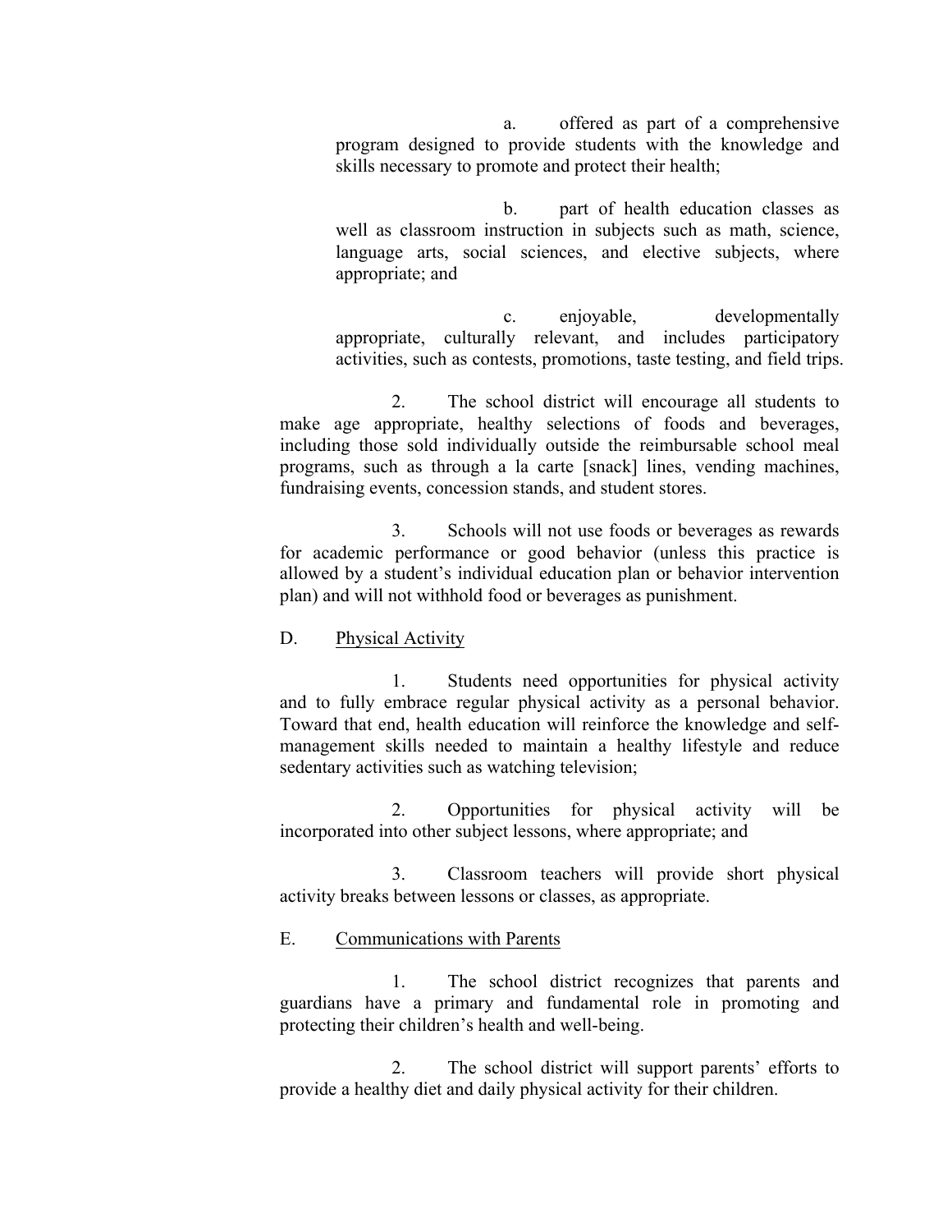a. offered as part of a comprehensive program designed to provide students with the knowledge and skills necessary to promote and protect their health;

b. part of health education classes as well as classroom instruction in subjects such as math, science, language arts, social sciences, and elective subjects, where appropriate; and

c. enjoyable, developmentally appropriate, culturally relevant, and includes participatory activities, such as contests, promotions, taste testing, and field trips.

2. The school district will encourage all students to make age appropriate, healthy selections of foods and beverages, including those sold individually outside the reimbursable school meal programs, such as through a la carte [snack] lines, vending machines, fundraising events, concession stands, and student stores.

3. Schools will not use foods or beverages as rewards for academic performance or good behavior (unless this practice is allowed by a student's individual education plan or behavior intervention plan) and will not withhold food or beverages as punishment.

D. Physical Activity

1. Students need opportunities for physical activity and to fully embrace regular physical activity as a personal behavior. Toward that end, health education will reinforce the knowledge and self-management skills needed to maintain a healthy lifestyle and reduce sedentary activities such as watching television;

2. Opportunities for physical activity will be incorporated into other subject lessons, where appropriate; and

3. Classroom teachers will provide short physical activity breaks between lessons or classes, as appropriate.

E. Communications with Parents

1. The school district recognizes that parents and guardians have a primary and fundamental role in promoting and protecting their children's health and well-being.

2. The school district will support parents' efforts to provide a healthy diet and daily physical activity for their children.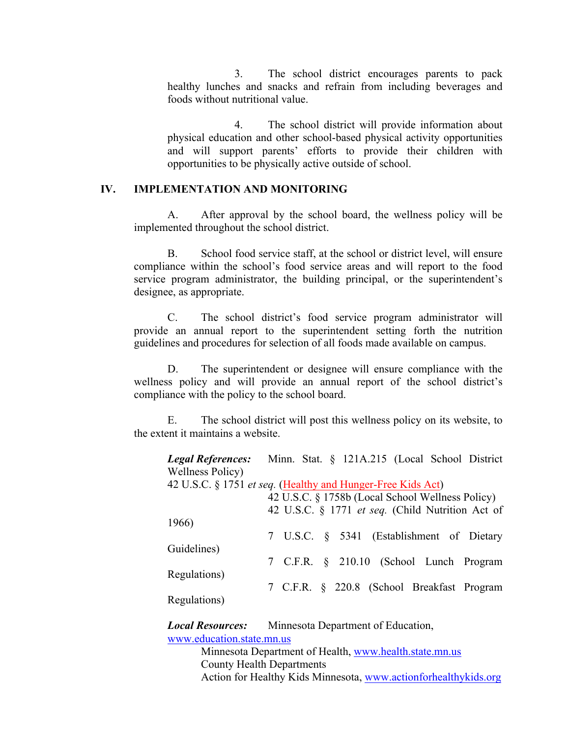3. The school district encourages parents to pack healthy lunches and snacks and refrain from including beverages and foods without nutritional value.

4. The school district will provide information about physical education and other school-based physical activity opportunities and will support parents' efforts to provide their children with opportunities to be physically active outside of school.

## IV. IMPLEMENTATION AND MONITORING

A. After approval by the school board, the wellness policy will be implemented throughout the school district.

B. School food service staff, at the school or district level, will ensure compliance within the school's food service areas and will report to the food service program administrator, the building principal, or the superintendent's designee, as appropriate.

C. The school district's food service program administrator will provide an annual report to the superintendent setting forth the nutrition guidelines and procedures for selection of all foods made available on campus.

D. The superintendent or designee will ensure compliance with the wellness policy and will provide an annual report of the school district's compliance with the policy to the school board.

E. The school district will post this wellness policy on its website, to the extent it maintains a website.

***Legal References:*** Minn. Stat. § 121A.215 (Local School District Wellness Policy)
42 U.S.C. § 1751 *et seq.* (Healthy and Hunger-Free Kids Act)
42 U.S.C. § 1758b (Local School Wellness Policy)
42 U.S.C. § 1771 *et seq.* (Child Nutrition Act of 1966)
7 U.S.C. § 5341 (Establishment of Dietary Guidelines)
7 C.F.R. § 210.10 (School Lunch Program Regulations)
7 C.F.R. § 220.8 (School Breakfast Program Regulations)

***Local Resources:*** Minnesota Department of Education, www.education.state.mn.us
Minnesota Department of Health, www.health.state.mn.us
County Health Departments
Action for Healthy Kids Minnesota, www.actionforhealthykids.org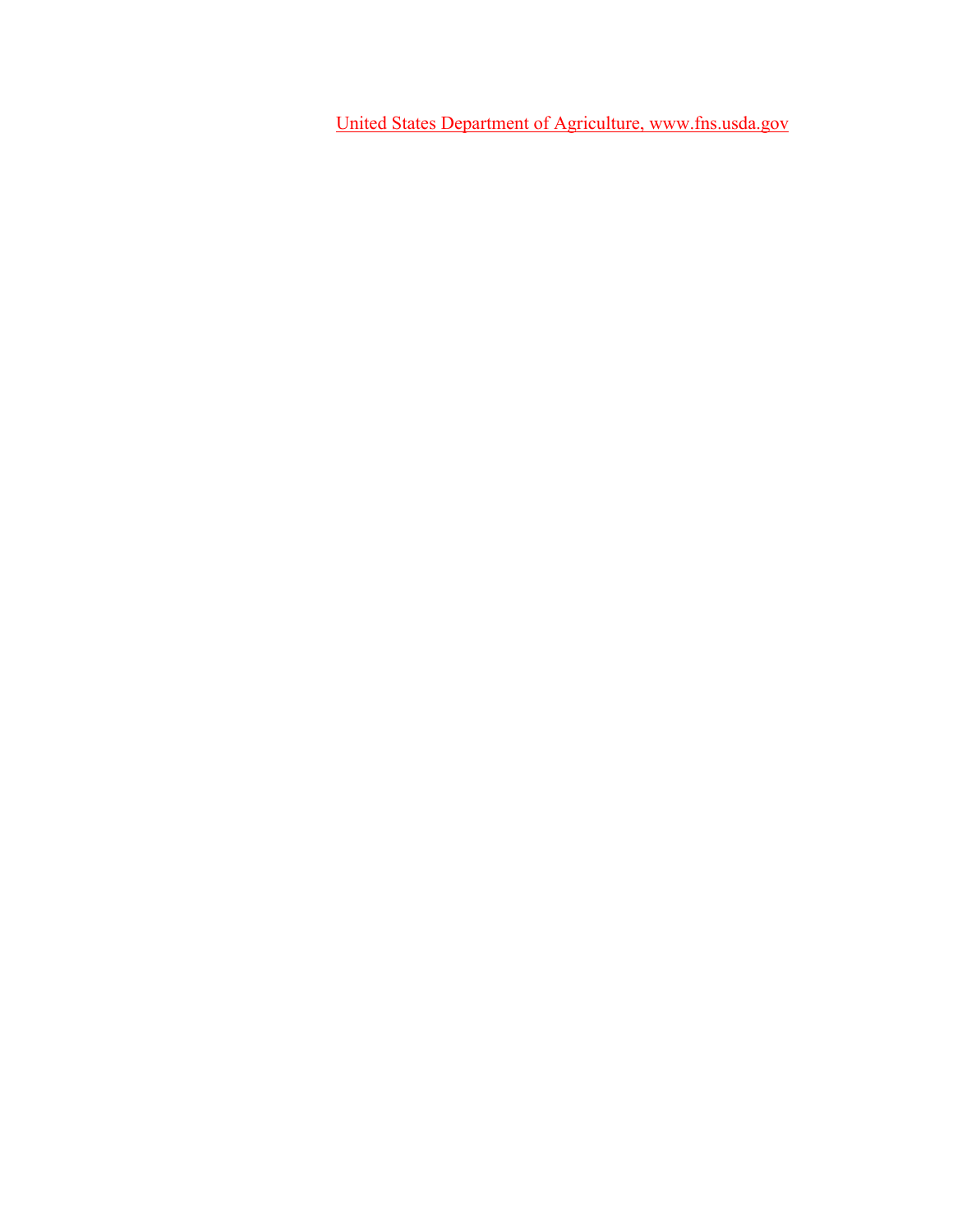United States Department of Agriculture, www.fns.usda.gov